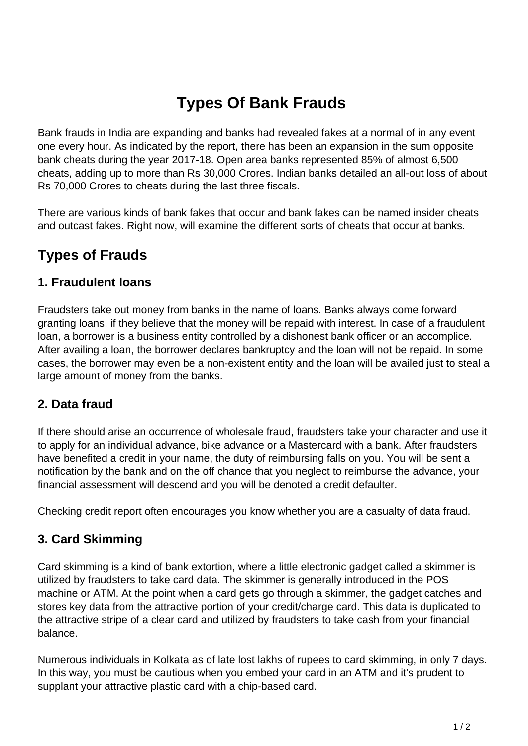# Types Of Bank Frauds

Bank frauds in India are expanding and banks had revealed fakes at a normal of in any event one every hour. As indicated by the report, there has been an expansion in the sum opposite bank cheats during the year 2017-18. Open area banks represented 85% of almost 6,500 cheats, adding up to more than Rs 30,000 Crores. Indian banks detailed an all-out loss of about Rs 70,000 Crores to cheats during the last three fiscals.

There are various kinds of bank fakes that occur and bank fakes can be named insider cheats and outcast fakes. Right now, will examine the different sorts of cheats that occur at banks.

## Types of Frauds

### 1. Fraudulent loans

Fraudsters take out money from banks in the name of loans. Banks always come forward granting loans, if they believe that the money will be repaid with interest. In case of a fraudulent loan, a borrower is a business entity controlled by a dishonest bank officer or an accomplice. After availing a loan, the borrower declares bankruptcy and the loan will not be repaid. In some cases, the borrower may even be a non-existent entity and the loan will be availed just to steal a large amount of money from the banks.

### 2. Data fraud

If there should arise an occurrence of wholesale fraud, fraudsters take your character and use it to apply for an individual advance, bike advance or a Mastercard with a bank. After fraudsters have benefited a credit in your name, the duty of reimbursing falls on you. You will be sent a notification by the bank and on the off chance that you neglect to reimburse the advance, your financial assessment will descend and you will be denoted a credit defaulter.

Checking credit report often encourages you know whether you are a casualty of data fraud.

### 3. Card Skimming

Card skimming is a kind of bank extortion, where a little electronic gadget called a skimmer is utilized by fraudsters to take card data. The skimmer is generally introduced in the POS machine or ATM. At the point when a card gets go through a skimmer, the gadget catches and stores key data from the attractive portion of your credit/charge card. This data is duplicated to the attractive stripe of a clear card and utilized by fraudsters to take cash from your financial balance.

Numerous individuals in Kolkata as of late lost lakhs of rupees to card skimming, in only 7 days. In this way, you must be cautious when you embed your card in an ATM and it's prudent to supplant your attractive plastic card with a chip-based card.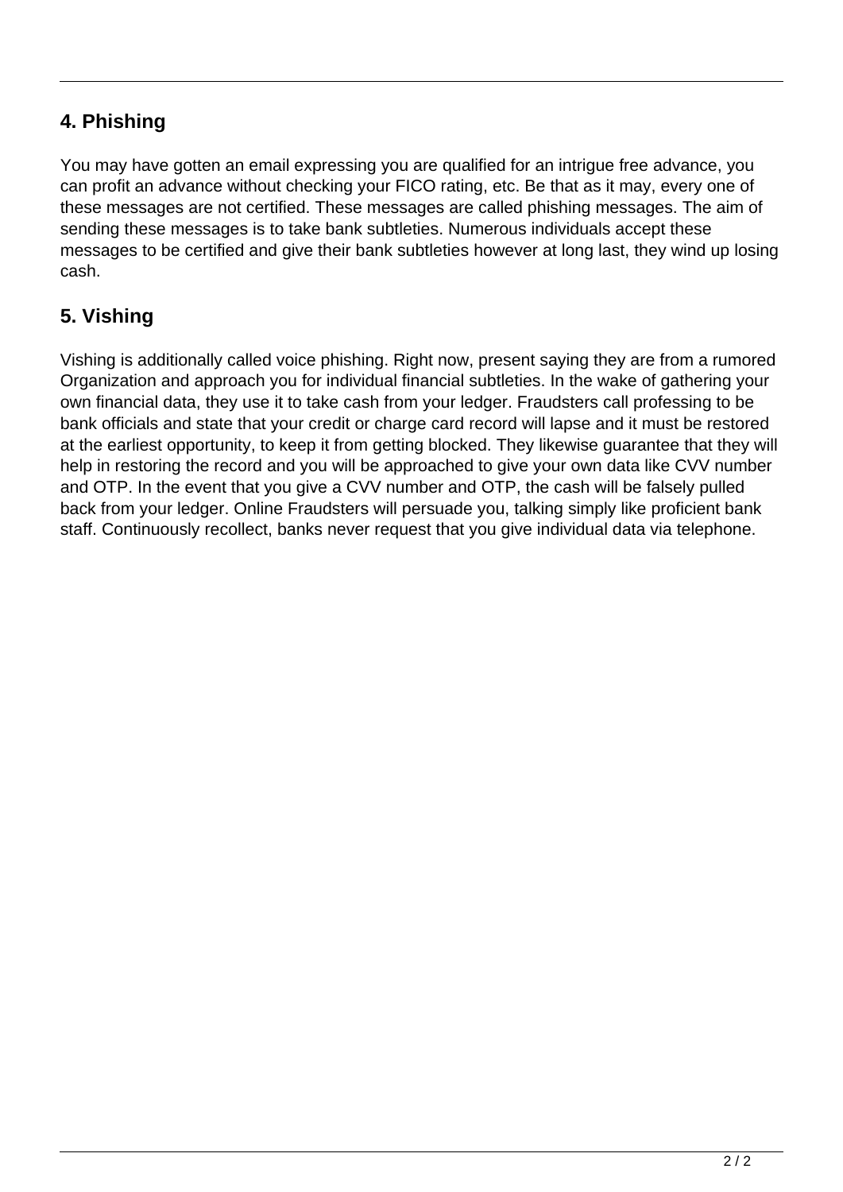## 4. Phishing

You may have gotten an email expressing you are qualified for an intrigue free advance, you can profit an advance without checking your FICO rating, etc. Be that as it may, every one of these messages are not certified. These messages are called phishing messages. The aim of sending these messages is to take bank subtleties. Numerous individuals accept these messages to be certified and give their bank subtleties however at long last, they wind up losing cash.

## 5. Vishing

Vishing is additionally called voice phishing. Right now, present saying they are from a rumored Organization and approach you for individual financial subtleties. In the wake of gathering your own financial data, they use it to take cash from your ledger. Fraudsters call professing to be bank officials and state that your credit or charge card record will lapse and it must be restored at the earliest opportunity, to keep it from getting blocked. They likewise guarantee that they will help in restoring the record and you will be approached to give your own data like CVV number and OTP. In the event that you give a CVV number and OTP, the cash will be falsely pulled back from your ledger. Online Fraudsters will persuade you, talking simply like proficient bank staff. Continuously recollect, banks never request that you give individual data via telephone.